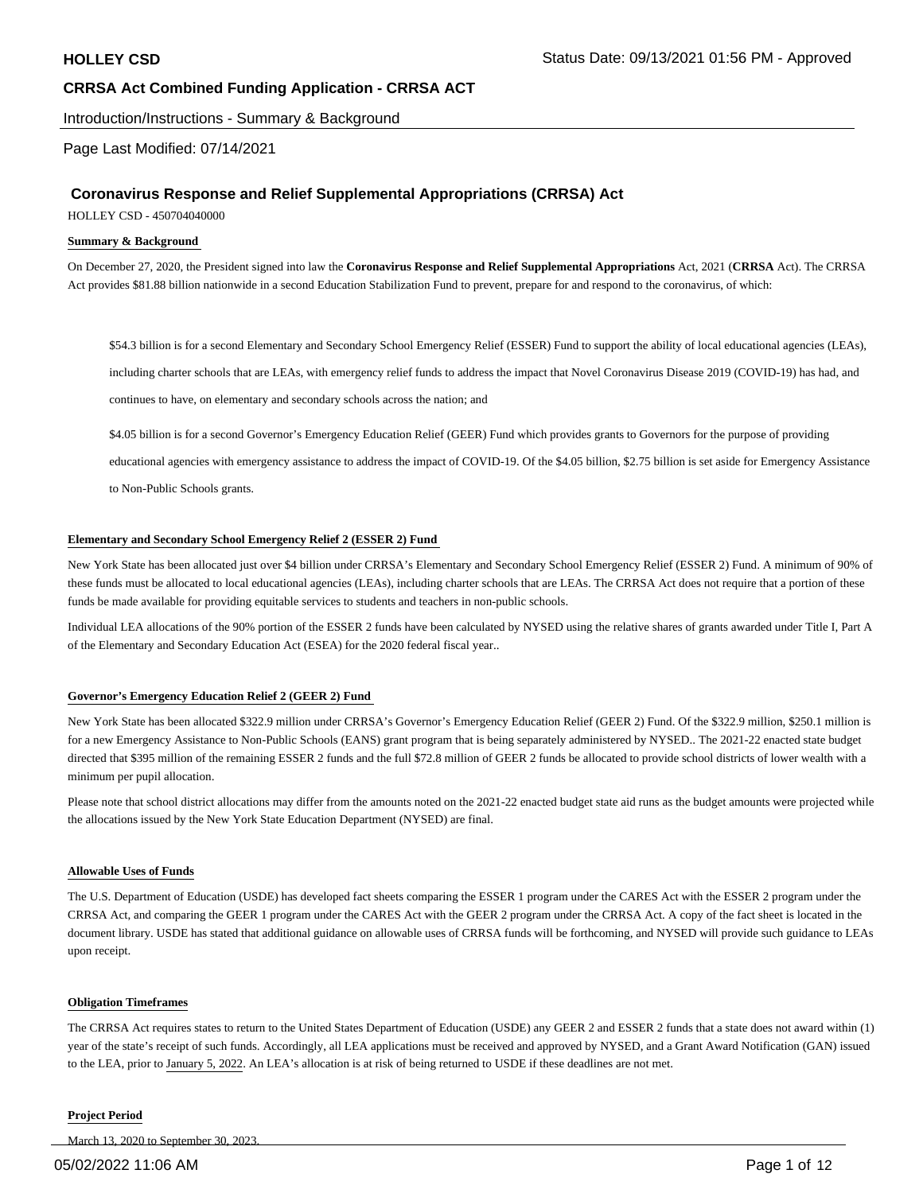**HOLLEY CSD**

**CRRSA Act Combined Funding Application - CRRSA ACT**

Introduction/Instructions - Summary & Background

Page Last Modified: 07/14/2021

## Coronavirus Response and Relief Supplemental Appropriations (CRRSA) Act

HOLLEY CSD - 450704040000

**Summary & Background**

On December 27, 2020, the President signed into law the **Coronavirus Response and Relief Supplemental Appropriations** Act, 2021 (**CRRSA** Act). The CRRSA Act provides $81.88 billion nationwide in a second Education Stabilization Fund to prevent, prepare for and respond to the coronavirus, of which:

> $54.3 billion is for a second Elementary and Secondary School Emergency Relief (ESSER) Fund to support the ability of local educational agencies (LEAs), including charter schools that are LEAs, with emergency relief funds to address the impact that Novel Coronavirus Disease 2019 (COVID-19) has had, and continues to have, on elementary and secondary schools across the nation; and
>
> $4.05 billion is for a second Governor's Emergency Education Relief (GEER) Fund which provides grants to Governors for the purpose of providing educational agencies with emergency assistance to address the impact of COVID-19. Of the $4.05 billion, $2.75 billion is set aside for Emergency Assistance to Non-Public Schools grants.

**Elementary and Secondary School Emergency Relief 2 (ESSER 2) Fund**

New York State has been allocated just over $4 billion under CRRSA's Elementary and Secondary School Emergency Relief (ESSER 2) Fund. A minimum of 90% of these funds must be allocated to local educational agencies (LEAs), including charter schools that are LEAs. The CRRSA Act does not require that a portion of these funds be made available for providing equitable services to students and teachers in non-public schools.

Individual LEA allocations of the 90% portion of the ESSER 2 funds have been calculated by NYSED using the relative shares of grants awarded under Title I, Part A of the Elementary and Secondary Education Act (ESEA) for the 2020 federal fiscal year..

**Governor's Emergency Education Relief 2 (GEER 2) Fund**

New York State has been allocated $322.9 million under CRRSA's Governor's Emergency Education Relief (GEER 2) Fund. Of the $322.9 million, $250.1 million is for a new Emergency Assistance to Non-Public Schools (EANS) grant program that is being separately administered by NYSED.. The 2021-22 enacted state budget directed that $395 million of the remaining ESSER 2 funds and the full $72.8 million of GEER 2 funds be allocated to provide school districts of lower wealth with a minimum per pupil allocation.

Please note that school district allocations may differ from the amounts noted on the 2021-22 enacted budget state aid runs as the budget amounts were projected while the allocations issued by the New York State Education Department (NYSED) are final.

**Allowable Uses of Funds**

The U.S. Department of Education (USDE) has developed fact sheets comparing the ESSER 1 program under the CARES Act with the ESSER 2 program under the CRRSA Act, and comparing the GEER 1 program under the CARES Act with the GEER 2 program under the CRRSA Act. A copy of the fact sheet is located in the document library. USDE has stated that additional guidance on allowable uses of CRRSA funds will be forthcoming, and NYSED will provide such guidance to LEAs upon receipt.

**Obligation Timeframes**

The CRRSA Act requires states to return to the United States Department of Education (USDE) any GEER 2 and ESSER 2 funds that a state does not award within (1) year of the state's receipt of such funds. Accordingly, all LEA applications must be received and approved by NYSED, and a Grant Award Notification (GAN) issued to the LEA, prior to January 5, 2022. An LEA's allocation is at risk of being returned to USDE if these deadlines are not met.

**Project Period**

March 13, 2020 to September 30, 2023.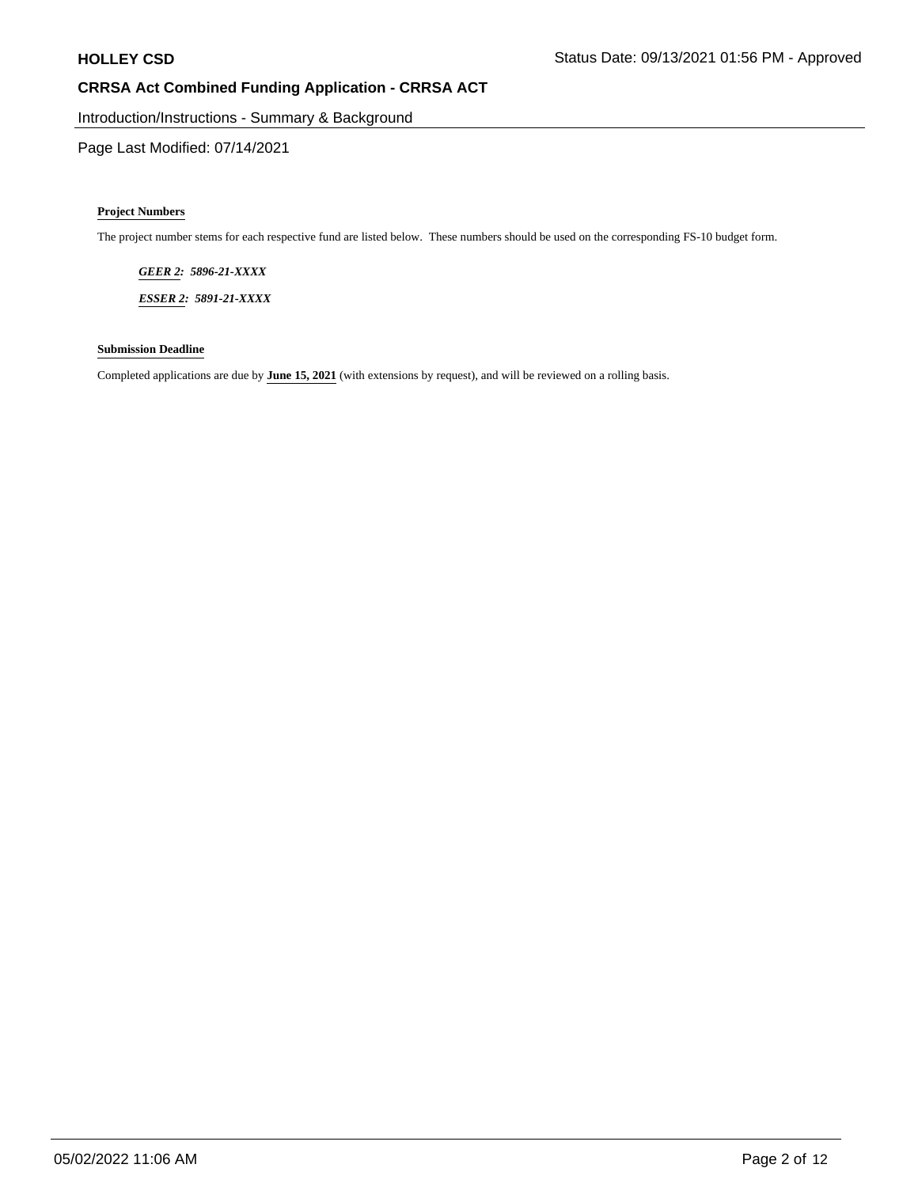Introduction/Instructions - Summary & Background

Page Last Modified: 07/14/2021

### Project Numbers

The project number stems for each respective fund are listed below. These numbers should be used on the corresponding FS-10 budget form.

***GEER 2:* *5896-21-XXXX***

***ESSER 2:* *5891-21-XXXX***

### Submission Deadline

Completed applications are due by **June 15, 2021** (with extensions by request), and will be reviewed on a rolling basis.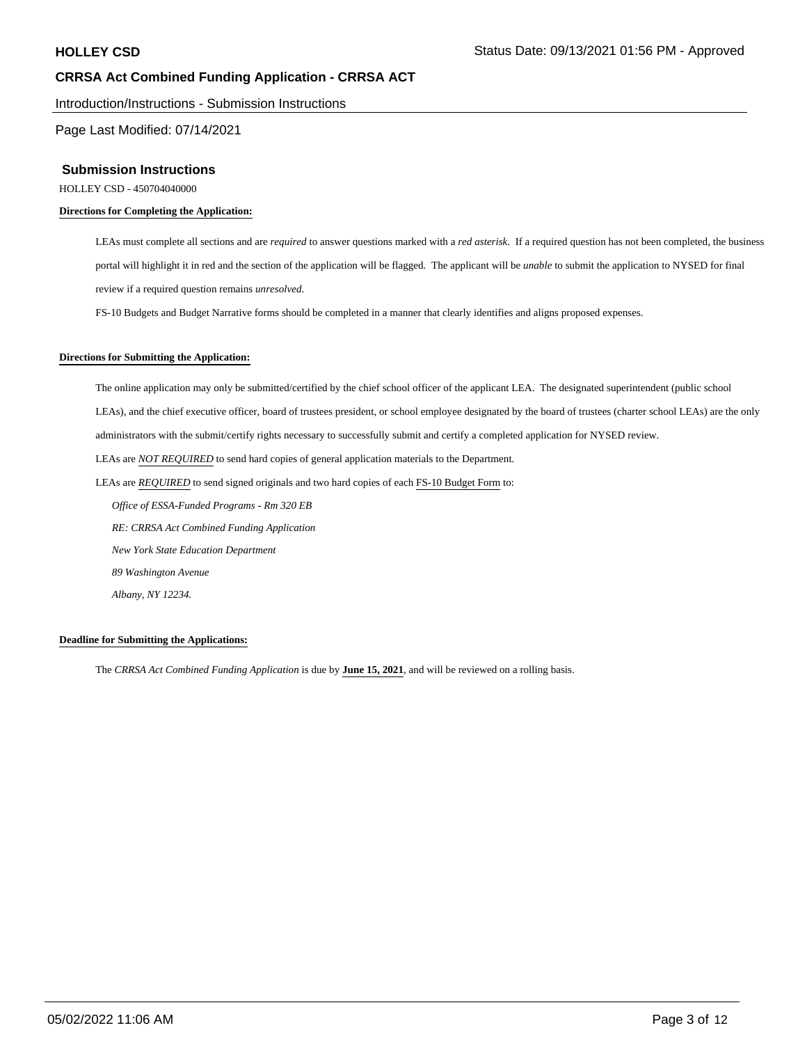## Submission Instructions

HOLLEY CSD - 450704040000

**Directions for Completing the Application:**

LEAs must complete all sections and are *required* to answer questions marked with a *red asterisk*. If a required question has not been completed, the business portal will highlight it in red and the section of the application will be flagged. The applicant will be *unable* to submit the application to NYSED for final review if a required question remains *unresolved*.

FS-10 Budgets and Budget Narrative forms should be completed in a manner that clearly identifies and aligns proposed expenses.

**Directions for Submitting the Application:**

The online application may only be submitted/certified by the chief school officer of the applicant LEA. The designated superintendent (public school LEAs), and the chief executive officer, board of trustees president, or school employee designated by the board of trustees (charter school LEAs) are the only administrators with the submit/certify rights necessary to successfully submit and certify a completed application for NYSED review.

LEAs are *NOT REQUIRED* to send hard copies of general application materials to the Department.

LEAs are *REQUIRED* to send signed originals and two hard copies of each FS-10 Budget Form to:

*Office of ESSA-Funded Programs - Rm 320 EB*
*RE: CRRSA Act Combined Funding Application*
*New York State Education Department*
*89 Washington Avenue*
*Albany, NY 12234.*

**Deadline for Submitting the Applications:**

The *CRRSA Act Combined Funding Application* is due by **June 15, 2021**, and will be reviewed on a rolling basis.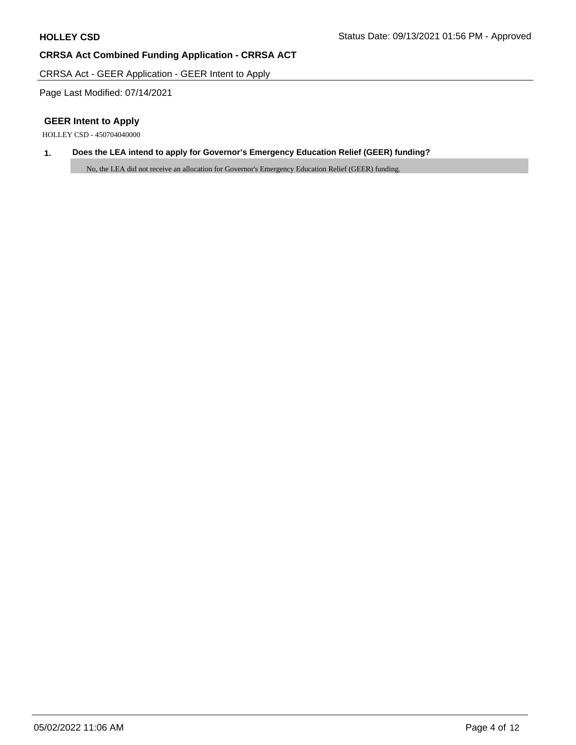**HOLLEY CSD**

Status Date: 09/13/2021 01:56 PM - Approved

**CRRSA Act Combined Funding Application - CRRSA ACT**

CRRSA Act - GEER Application - GEER Intent to Apply

Page Last Modified: 07/14/2021

### GEER Intent to Apply

HOLLEY CSD - 450704040000

**1. Does the LEA intend to apply for Governor's Emergency Education Relief (GEER) funding?**

No, the LEA did not receive an allocation for Governor's Emergency Education Relief (GEER) funding.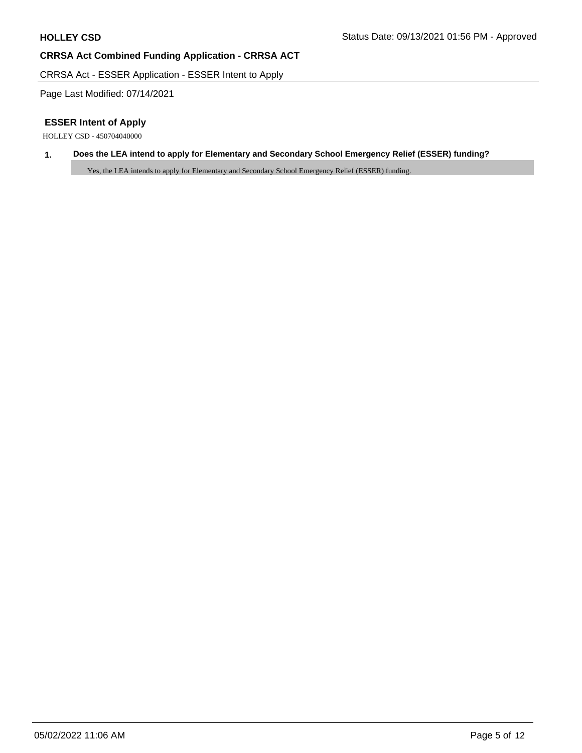**HOLLEY CSD** Status Date: 09/13/2021 01:56 PM - Approved

**CRRSA Act Combined Funding Application - CRRSA ACT**

CRRSA Act - ESSER Application - ESSER Intent to Apply

Page Last Modified: 07/14/2021

### ESSER Intent of Apply

HOLLEY CSD - 450704040000

**1. Does the LEA intend to apply for Elementary and Secondary School Emergency Relief (ESSER) funding?**

Yes, the LEA intends to apply for Elementary and Secondary School Emergency Relief (ESSER) funding.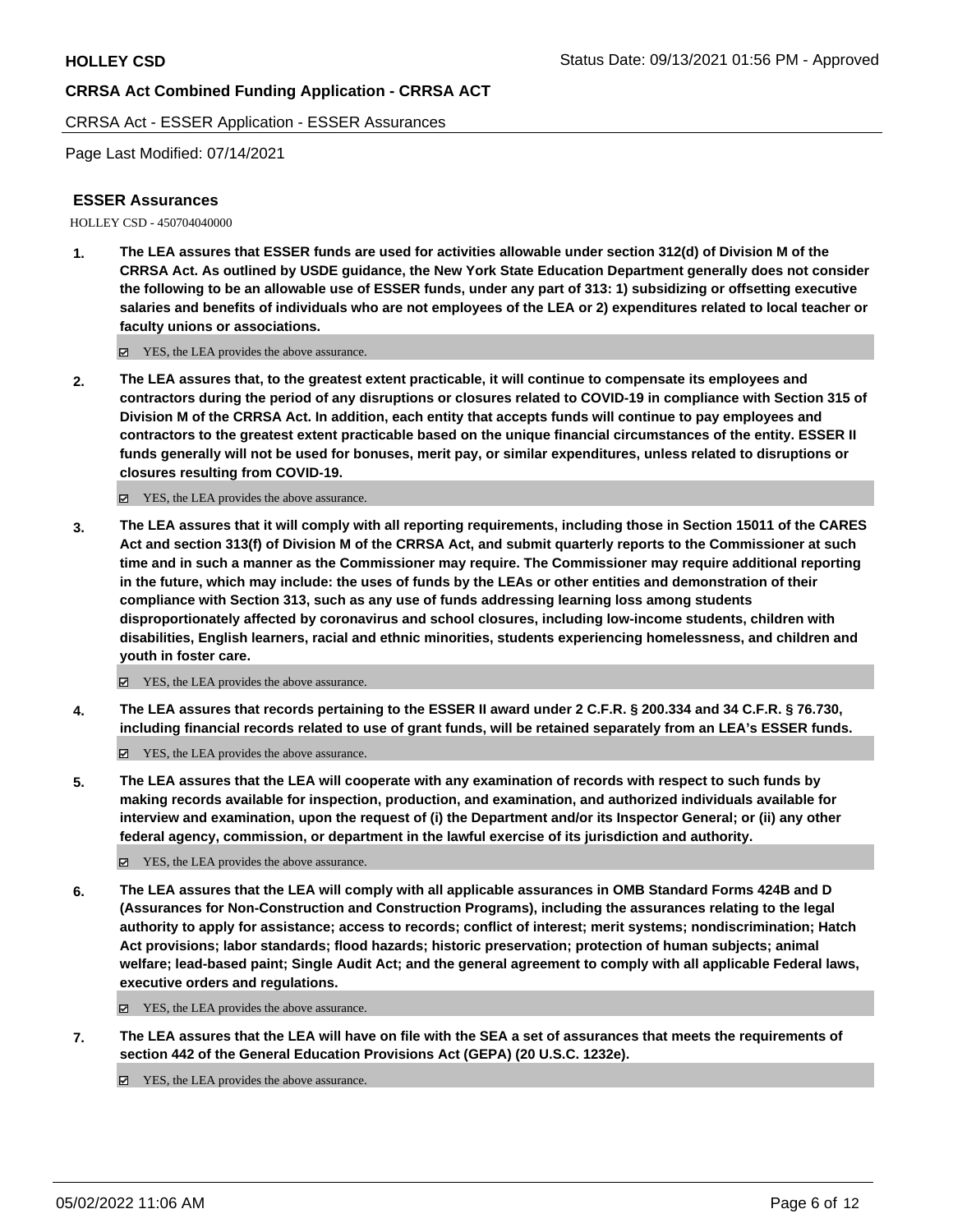## ESSER Assurances

HOLLEY CSD - 450704040000

1. **The LEA assures that ESSER funds are used for activities allowable under section 312(d) of Division M of the CRRSA Act. As outlined by USDE guidance, the New York State Education Department generally does not consider the following to be an allowable use of ESSER funds, under any part of 313: 1) subsidizing or offsetting executive salaries and benefits of individuals who are not employees of the LEA or 2) expenditures related to local teacher or faculty unions or associations.**

   ☑ YES, the LEA provides the above assurance.

2. **The LEA assures that, to the greatest extent practicable, it will continue to compensate its employees and contractors during the period of any disruptions or closures related to COVID-19 in compliance with Section 315 of Division M of the CRRSA Act. In addition, each entity that accepts funds will continue to pay employees and contractors to the greatest extent practicable based on the unique financial circumstances of the entity. ESSER II funds generally will not be used for bonuses, merit pay, or similar expenditures, unless related to disruptions or closures resulting from COVID-19.**

   ☑ YES, the LEA provides the above assurance.

3. **The LEA assures that it will comply with all reporting requirements, including those in Section 15011 of the CARES Act and section 313(f) of Division M of the CRRSA Act, and submit quarterly reports to the Commissioner at such time and in such a manner as the Commissioner may require. The Commissioner may require additional reporting in the future, which may include: the uses of funds by the LEAs or other entities and demonstration of their compliance with Section 313, such as any use of funds addressing learning loss among students disproportionately affected by coronavirus and school closures, including low-income students, children with disabilities, English learners, racial and ethnic minorities, students experiencing homelessness, and children and youth in foster care.**

   ☑ YES, the LEA provides the above assurance.

4. **The LEA assures that records pertaining to the ESSER II award under 2 C.F.R. § 200.334 and 34 C.F.R. § 76.730, including financial records related to use of grant funds, will be retained separately from an LEA's ESSER funds.**

   ☑ YES, the LEA provides the above assurance.

5. **The LEA assures that the LEA will cooperate with any examination of records with respect to such funds by making records available for inspection, production, and examination, and authorized individuals available for interview and examination, upon the request of (i) the Department and/or its Inspector General; or (ii) any other federal agency, commission, or department in the lawful exercise of its jurisdiction and authority.**

   ☑ YES, the LEA provides the above assurance.

6. **The LEA assures that the LEA will comply with all applicable assurances in OMB Standard Forms 424B and D (Assurances for Non-Construction and Construction Programs), including the assurances relating to the legal authority to apply for assistance; access to records; conflict of interest; merit systems; nondiscrimination; Hatch Act provisions; labor standards; flood hazards; historic preservation; protection of human subjects; animal welfare; lead-based paint; Single Audit Act; and the general agreement to comply with all applicable Federal laws, executive orders and regulations.**

   ☑ YES, the LEA provides the above assurance.

7. **The LEA assures that the LEA will have on file with the SEA a set of assurances that meets the requirements of section 442 of the General Education Provisions Act (GEPA) (20 U.S.C. 1232e).**

   ☑ YES, the LEA provides the above assurance.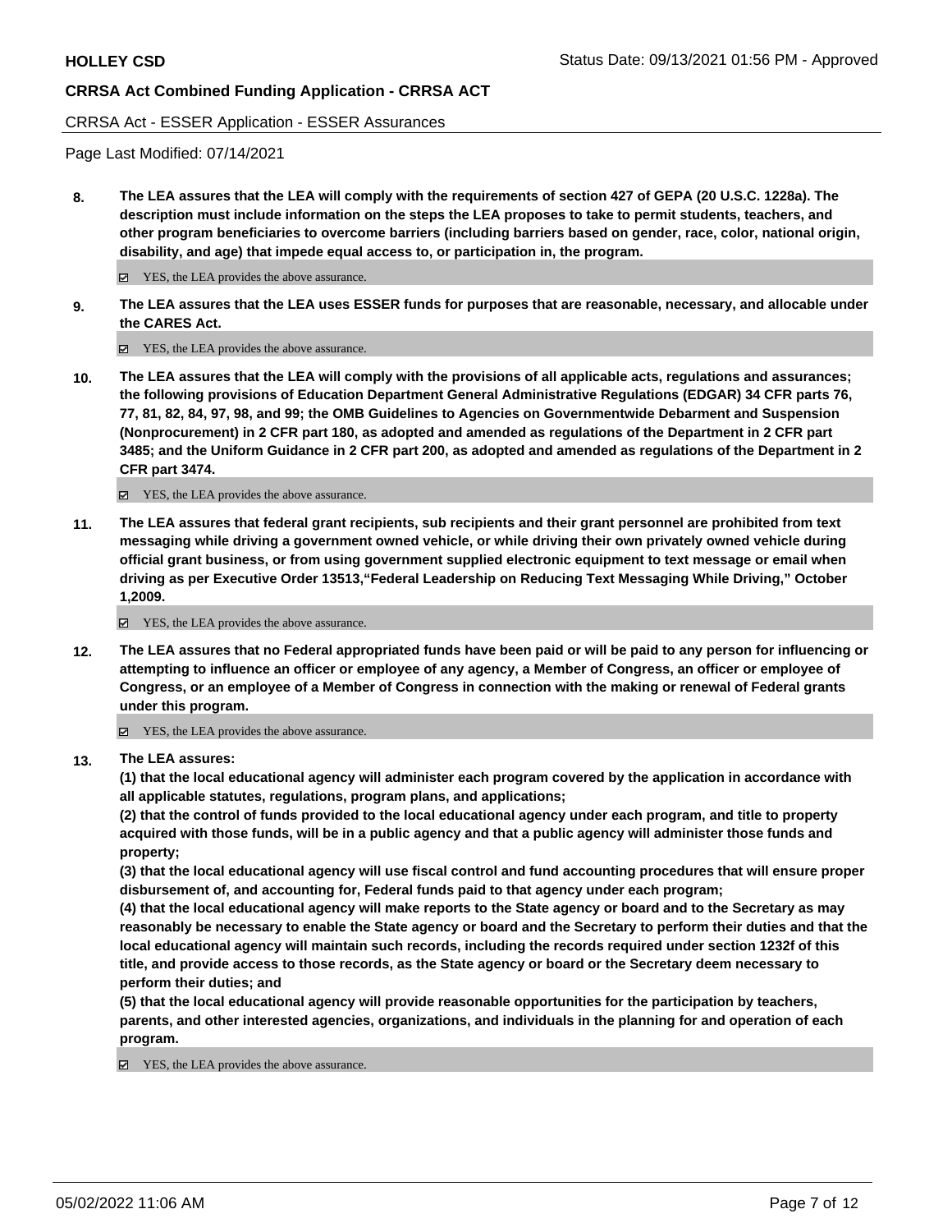CRRSA Act - ESSER Application - ESSER Assurances

Page Last Modified: 07/14/2021

**8. The LEA assures that the LEA will comply with the requirements of section 427 of GEPA (20 U.S.C. 1228a). The description must include information on the steps the LEA proposes to take to permit students, teachers, and other program beneficiaries to overcome barriers (including barriers based on gender, race, color, national origin, disability, and age) that impede equal access to, or participation in, the program.**

☑ YES, the LEA provides the above assurance.

**9. The LEA assures that the LEA uses ESSER funds for purposes that are reasonable, necessary, and allocable under the CARES Act.**

☑ YES, the LEA provides the above assurance.

**10. The LEA assures that the LEA will comply with the provisions of all applicable acts, regulations and assurances; the following provisions of Education Department General Administrative Regulations (EDGAR) 34 CFR parts 76, 77, 81, 82, 84, 97, 98, and 99; the OMB Guidelines to Agencies on Governmentwide Debarment and Suspension (Nonprocurement) in 2 CFR part 180, as adopted and amended as regulations of the Department in 2 CFR part 3485; and the Uniform Guidance in 2 CFR part 200, as adopted and amended as regulations of the Department in 2 CFR part 3474.**

☑ YES, the LEA provides the above assurance.

**11. The LEA assures that federal grant recipients, sub recipients and their grant personnel are prohibited from text messaging while driving a government owned vehicle, or while driving their own privately owned vehicle during official grant business, or from using government supplied electronic equipment to text message or email when driving as per Executive Order 13513,"Federal Leadership on Reducing Text Messaging While Driving," October 1,2009.**

☑ YES, the LEA provides the above assurance.

**12. The LEA assures that no Federal appropriated funds have been paid or will be paid to any person for influencing or attempting to influence an officer or employee of any agency, a Member of Congress, an officer or employee of Congress, or an employee of a Member of Congress in connection with the making or renewal of Federal grants under this program.**

☑ YES, the LEA provides the above assurance.

**13. The LEA assures:**

**(1) that the local educational agency will administer each program covered by the application in accordance with all applicable statutes, regulations, program plans, and applications;**

**(2) that the control of funds provided to the local educational agency under each program, and title to property acquired with those funds, will be in a public agency and that a public agency will administer those funds and property;**

**(3) that the local educational agency will use fiscal control and fund accounting procedures that will ensure proper disbursement of, and accounting for, Federal funds paid to that agency under each program;**

**(4) that the local educational agency will make reports to the State agency or board and to the Secretary as may reasonably be necessary to enable the State agency or board and the Secretary to perform their duties and that the local educational agency will maintain such records, including the records required under section 1232f of this title, and provide access to those records, as the State agency or board or the Secretary deem necessary to perform their duties; and**

**(5) that the local educational agency will provide reasonable opportunities for the participation by teachers, parents, and other interested agencies, organizations, and individuals in the planning for and operation of each program.**

☑ YES, the LEA provides the above assurance.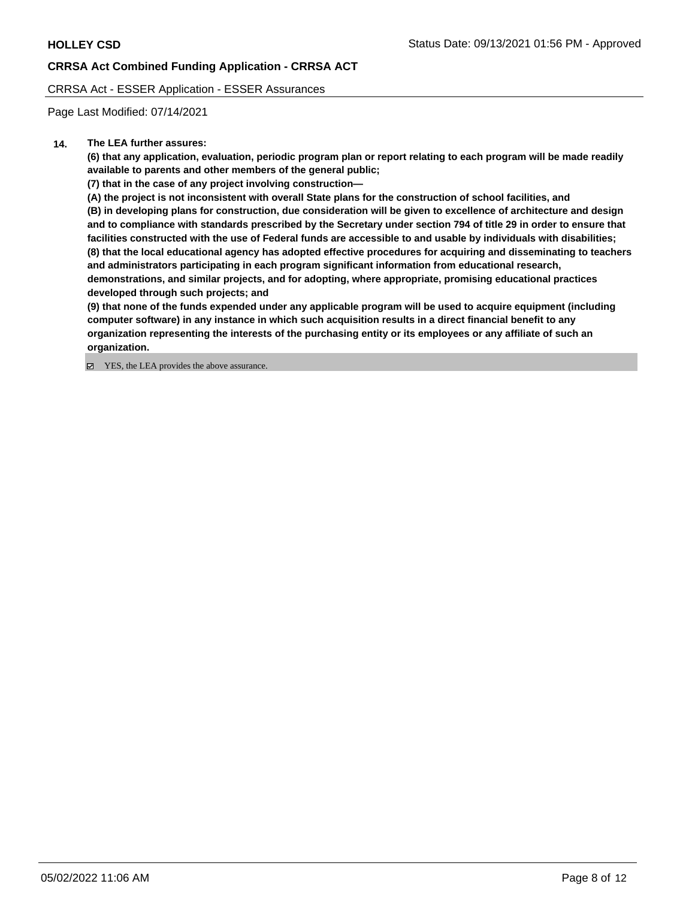**14.** **The LEA further assures:**

**(6) that any application, evaluation, periodic program plan or report relating to each program will be made readily available to parents and other members of the general public;**

**(7) that in the case of any project involving construction—**

**(A) the project is not inconsistent with overall State plans for the construction of school facilities, and**

**(B) in developing plans for construction, due consideration will be given to excellence of architecture and design and to compliance with standards prescribed by the Secretary under section 794 of title 29 in order to ensure that facilities constructed with the use of Federal funds are accessible to and usable by individuals with disabilities;**

**(8) that the local educational agency has adopted effective procedures for acquiring and disseminating to teachers and administrators participating in each program significant information from educational research, demonstrations, and similar projects, and for adopting, where appropriate, promising educational practices developed through such projects; and**

**(9) that none of the funds expended under any applicable program will be used to acquire equipment (including computer software) in any instance in which such acquisition results in a direct financial benefit to any organization representing the interests of the purchasing entity or its employees or any affiliate of such an organization.**

☑ YES, the LEA provides the above assurance.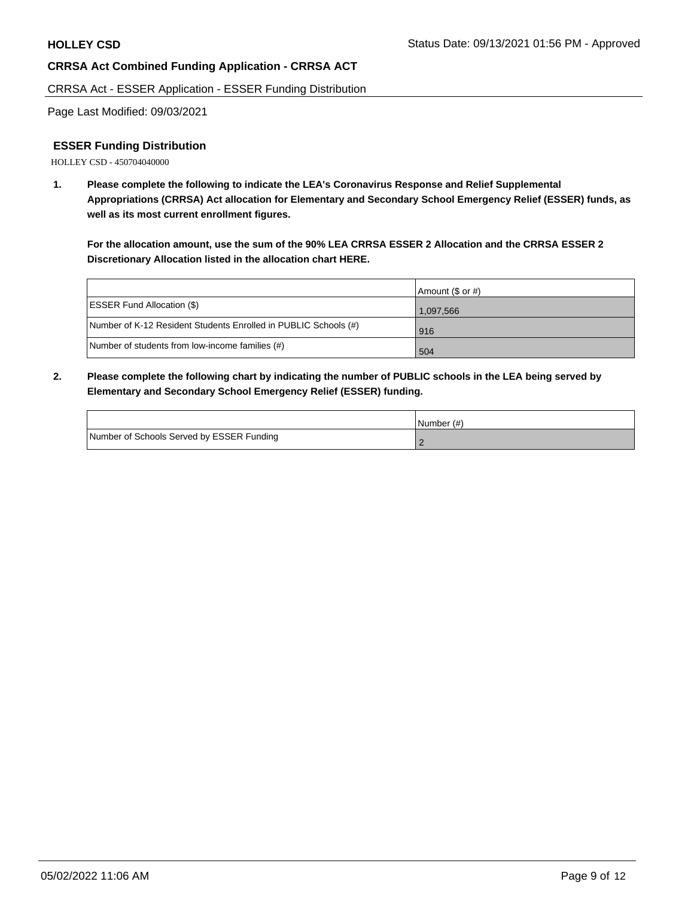**HOLLEY CSD**

Status Date: 09/13/2021 01:56 PM - Approved

**CRRSA Act Combined Funding Application - CRRSA ACT**

CRRSA Act - ESSER Application - ESSER Funding Distribution

Page Last Modified: 09/03/2021

## ESSER Funding Distribution

HOLLEY CSD - 450704040000

**1. Please complete the following to indicate the LEA's Coronavirus Response and Relief Supplemental Appropriations (CRRSA) Act allocation for Elementary and Secondary School Emergency Relief (ESSER) funds, as well as its most current enrollment figures.**

**For the allocation amount, use the sum of the 90% LEA CRRSA ESSER 2 Allocation and the CRRSA ESSER 2 Discretionary Allocation listed in the allocation chart HERE.**

| | Amount ($ or #) |
|---|---|
| ESSER Fund Allocation ($) | 1,097,566 |
| Number of K-12 Resident Students Enrolled in PUBLIC Schools (#) | 916 |
| Number of students from low-income families (#) | 504 |

**2. Please complete the following chart by indicating the number of PUBLIC schools in the LEA being served by Elementary and Secondary School Emergency Relief (ESSER) funding.**

| | Number (#) |
|---|---|
| Number of Schools Served by ESSER Funding | 2 |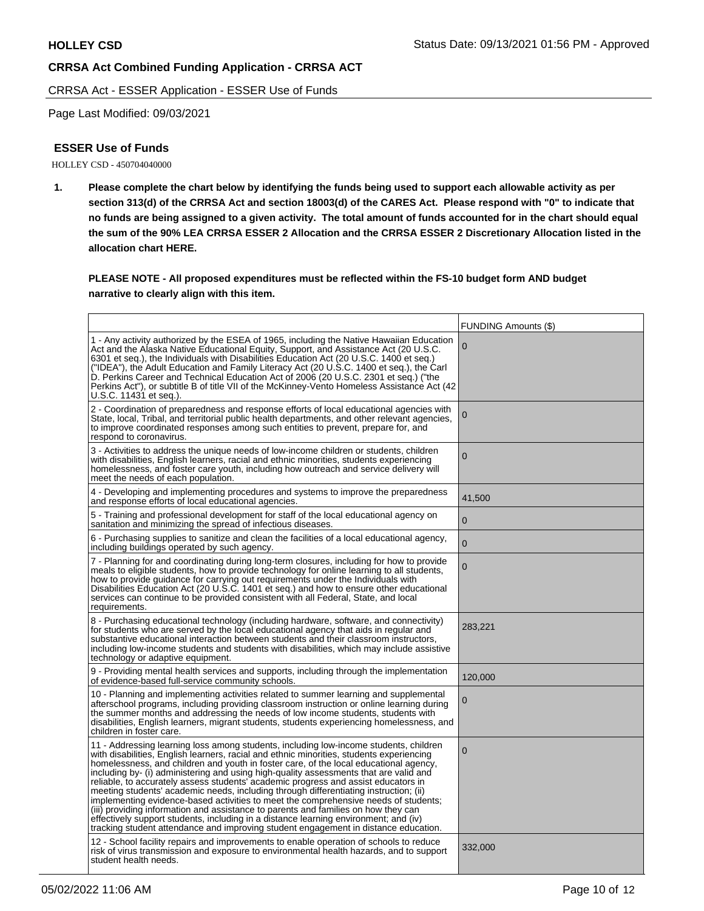**HOLLEY CSD**

Status Date: 09/13/2021 01:56 PM - Approved

**CRRSA Act Combined Funding Application - CRRSA ACT**

CRRSA Act - ESSER Application - ESSER Use of Funds

Page Last Modified: 09/03/2021

### ESSER Use of Funds

HOLLEY CSD - 450704040000

**1. Please complete the chart below by identifying the funds being used to support each allowable activity as per section 313(d) of the CRRSA Act and section 18003(d) of the CARES Act. Please respond with "0" to indicate that no funds are being assigned to a given activity. The total amount of funds accounted for in the chart should equal the sum of the 90% LEA CRRSA ESSER 2 Allocation and the CRRSA ESSER 2 Discretionary Allocation listed in the allocation chart HERE.**

**PLEASE NOTE - All proposed expenditures must be reflected within the FS-10 budget form AND budget narrative to clearly align with this item.**

| | FUNDING Amounts ($) |
|---|---|
| 1 - Any activity authorized by the ESEA of 1965, including the Native Hawaiian Education Act and the Alaska Native Educational Equity, Support, and Assistance Act (20 U.S.C. 6301 et seq.), the Individuals with Disabilities Education Act (20 U.S.C. 1400 et seq.) ("IDEA"), the Adult Education and Family Literacy Act (20 U.S.C. 1400 et seq.), the Carl D. Perkins Career and Technical Education Act of 2006 (20 U.S.C. 2301 et seq.) ("the Perkins Act"), or subtitle B of title VII of the McKinney-Vento Homeless Assistance Act (42 U.S.C. 11431 et seq.). | 0 |
| 2 - Coordination of preparedness and response efforts of local educational agencies with State, local, Tribal, and territorial public health departments, and other relevant agencies, to improve coordinated responses among such entities to prevent, prepare for, and respond to coronavirus. | 0 |
| 3 - Activities to address the unique needs of low-income children or students, children with disabilities, English learners, racial and ethnic minorities, students experiencing homelessness, and foster care youth, including how outreach and service delivery will meet the needs of each population. | 0 |
| 4 - Developing and implementing procedures and systems to improve the preparedness and response efforts of local educational agencies. | 41,500 |
| 5 - Training and professional development for staff of the local educational agency on sanitation and minimizing the spread of infectious diseases. | 0 |
| 6 - Purchasing supplies to sanitize and clean the facilities of a local educational agency, including buildings operated by such agency. | 0 |
| 7 - Planning for and coordinating during long-term closures, including for how to provide meals to eligible students, how to provide technology for online learning to all students, how to provide guidance for carrying out requirements under the Individuals with Disabilities Education Act (20 U.S.C. 1401 et seq.) and how to ensure other educational services can continue to be provided consistent with all Federal, State, and local requirements. | 0 |
| 8 - Purchasing educational technology (including hardware, software, and connectivity) for students who are served by the local educational agency that aids in regular and substantive educational interaction between students and their classroom instructors, including low-income students and students with disabilities, which may include assistive technology or adaptive equipment. | 283,221 |
| 9 - Providing mental health services and supports, including through the implementation of evidence-based full-service community schools. | 120,000 |
| 10 - Planning and implementing activities related to summer learning and supplemental afterschool programs, including providing classroom instruction or online learning during the summer months and addressing the needs of low income students, students with disabilities, English learners, migrant students, students experiencing homelessness, and children in foster care. | 0 |
| 11 - Addressing learning loss among students, including low-income students, children with disabilities, English learners, racial and ethnic minorities, students experiencing homelessness, and children and youth in foster care, of the local educational agency, including by- (i) administering and using high-quality assessments that are valid and reliable, to accurately assess students' academic progress and assist educators in meeting students' academic needs, including through differentiating instruction; (ii) implementing evidence-based activities to meet the comprehensive needs of students; (iii) providing information and assistance to parents and families on how they can effectively support students, including in a distance learning environment; and (iv) tracking student attendance and improving student engagement in distance education. | 0 |
| 12 - School facility repairs and improvements to enable operation of schools to reduce risk of virus transmission and exposure to environmental health hazards, and to support student health needs. | 332,000 |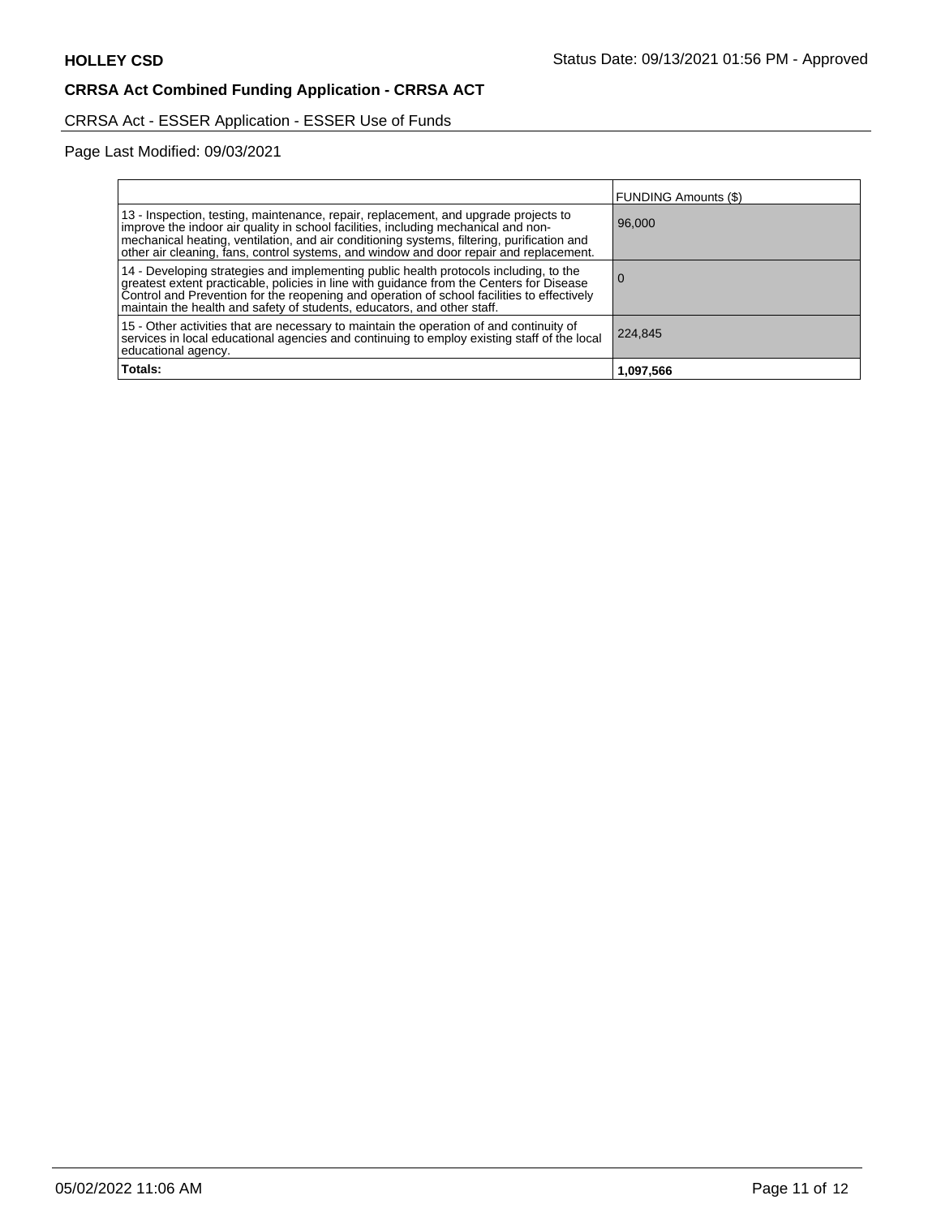**HOLLEY CSD**

Status Date: 09/13/2021 01:56 PM - Approved

**CRRSA Act Combined Funding Application - CRRSA ACT**

CRRSA Act - ESSER Application - ESSER Use of Funds

Page Last Modified: 09/03/2021

| | FUNDING Amounts ($) |
|---|---|
| 13 - Inspection, testing, maintenance, repair, replacement, and upgrade projects to improve the indoor air quality in school facilities, including mechanical and non-mechanical heating, ventilation, and air conditioning systems, filtering, purification and other air cleaning, fans, control systems, and window and door repair and replacement. | 96,000 |
| 14 - Developing strategies and implementing public health protocols including, to the greatest extent practicable, policies in line with guidance from the Centers for Disease Control and Prevention for the reopening and operation of school facilities to effectively maintain the health and safety of students, educators, and other staff. | 0 |
| 15 - Other activities that are necessary to maintain the operation of and continuity of services in local educational agencies and continuing to employ existing staff of the local educational agency. | 224,845 |
| **Totals:** | **1,097,566** |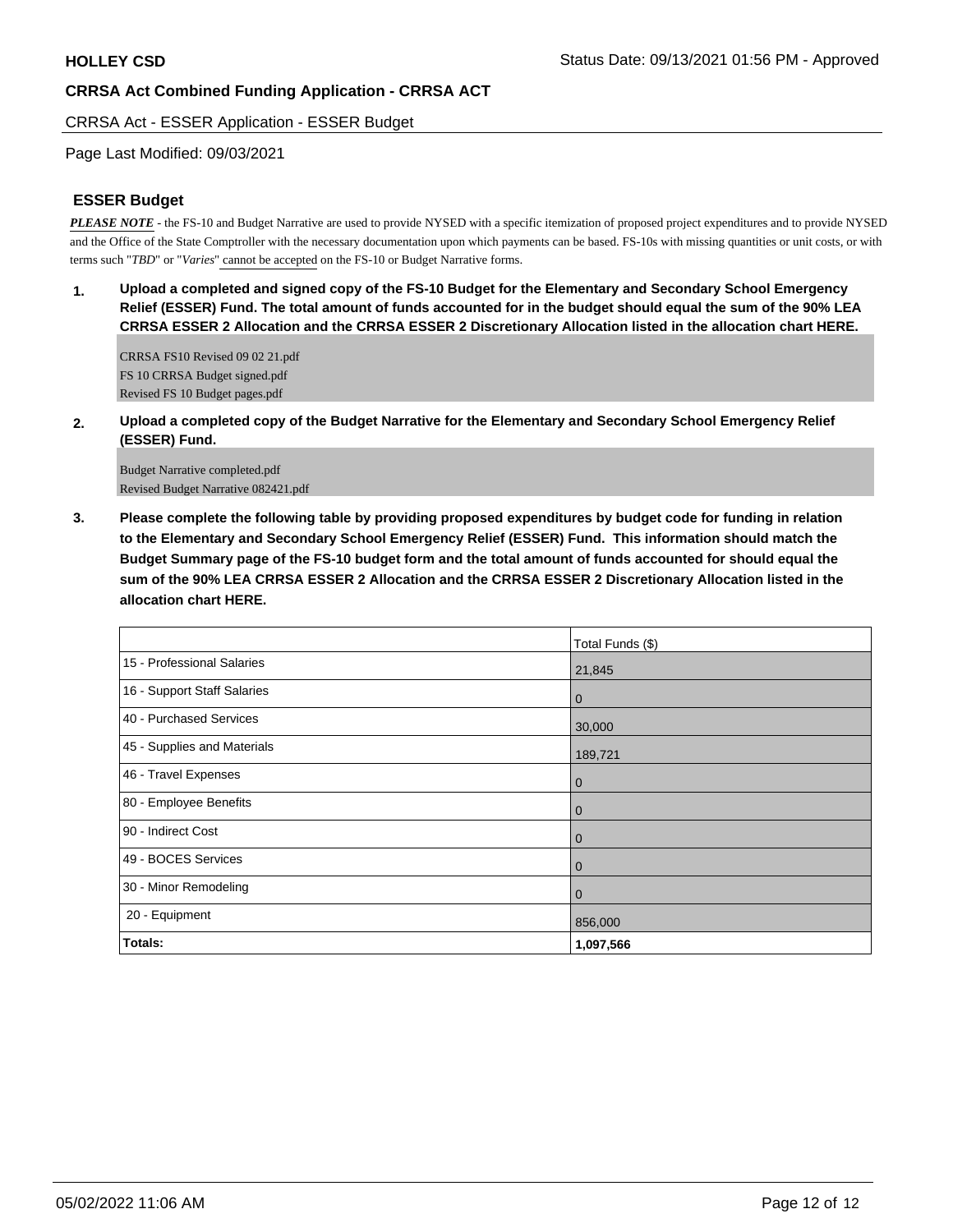**HOLLEY CSD** Status Date: 09/13/2021 01:56 PM - Approved

**CRRSA Act Combined Funding Application - CRRSA ACT**

CRRSA Act - ESSER Application - ESSER Budget

Page Last Modified: 09/03/2021

## ESSER Budget

***PLEASE NOTE*** - the FS-10 and Budget Narrative are used to provide NYSED with a specific itemization of proposed project expenditures and to provide NYSED and the Office of the State Comptroller with the necessary documentation upon which payments can be based. FS-10s with missing quantities or unit costs, or with terms such "*TBD*" or "*Varies*" cannot be accepted on the FS-10 or Budget Narrative forms.

**1. Upload a completed and signed copy of the FS-10 Budget for the Elementary and Secondary School Emergency Relief (ESSER) Fund. The total amount of funds accounted for in the budget should equal the sum of the 90% LEA CRRSA ESSER 2 Allocation and the CRRSA ESSER 2 Discretionary Allocation listed in the allocation chart HERE.**

CRRSA FS10 Revised 09 02 21.pdf
FS 10 CRRSA Budget signed.pdf
Revised FS 10 Budget pages.pdf

**2. Upload a completed copy of the Budget Narrative for the Elementary and Secondary School Emergency Relief (ESSER) Fund.**

Budget Narrative completed.pdf
Revised Budget Narrative 082421.pdf

**3. Please complete the following table by providing proposed expenditures by budget code for funding in relation to the Elementary and Secondary School Emergency Relief (ESSER) Fund. This information should match the Budget Summary page of the FS-10 budget form and the total amount of funds accounted for should equal the sum of the 90% LEA CRRSA ESSER 2 Allocation and the CRRSA ESSER 2 Discretionary Allocation listed in the allocation chart HERE.**

| | Total Funds ($) |
|---|---|
| 15 - Professional Salaries | 21,845 |
| 16 - Support Staff Salaries | 0 |
| 40 - Purchased Services | 30,000 |
| 45 - Supplies and Materials | 189,721 |
| 46 - Travel Expenses | 0 |
| 80 - Employee Benefits | 0 |
| 90 - Indirect Cost | 0 |
| 49 - BOCES Services | 0 |
| 30 - Minor Remodeling | 0 |
| 20 - Equipment | 856,000 |
| **Totals:** | **1,097,566** |